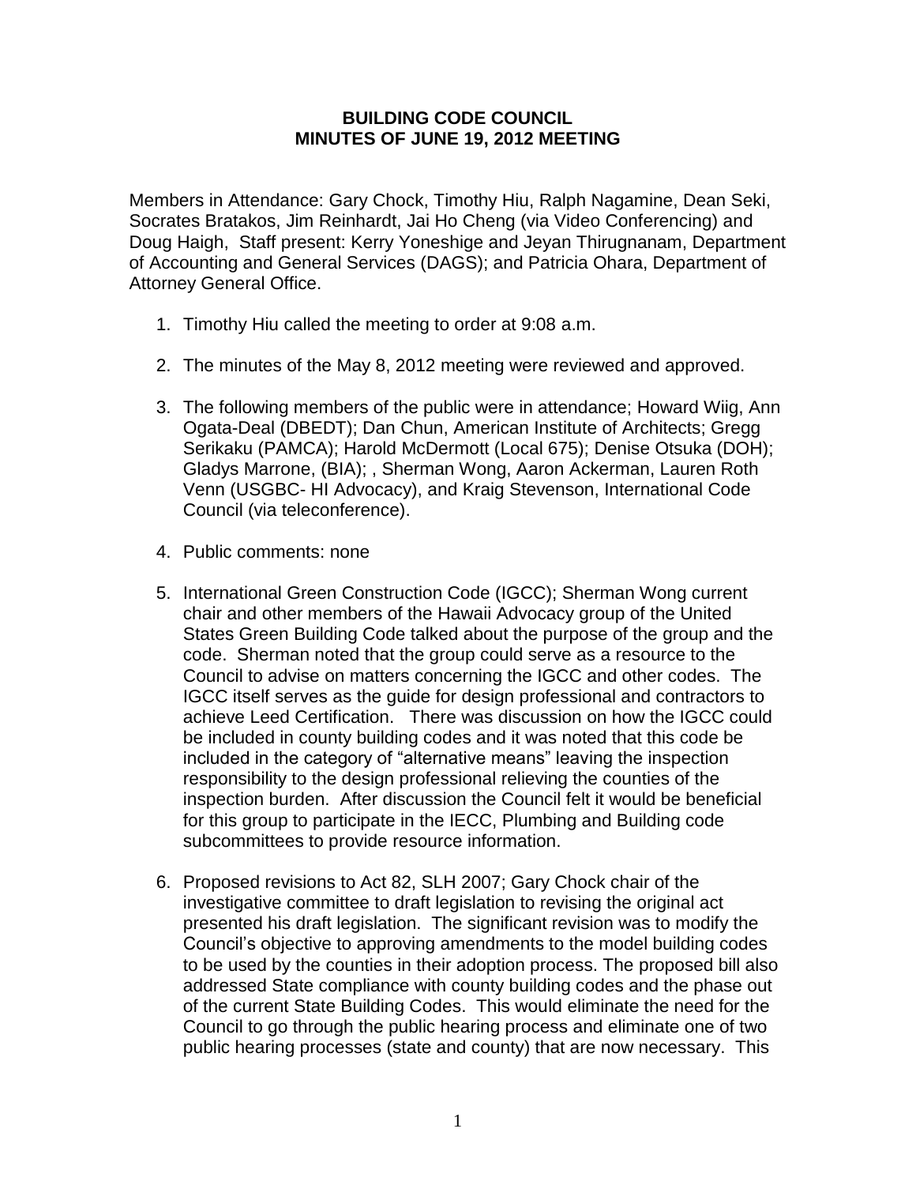**BUILDING CODE COUNCIL**
**MINUTES OF JUNE 19, 2012 MEETING**

Members in Attendance: Gary Chock, Timothy Hiu, Ralph Nagamine, Dean Seki, Socrates Bratakos, Jim Reinhardt, Jai Ho Cheng (via Video Conferencing) and Doug Haigh, Staff present: Kerry Yoneshige and Jeyan Thirugnanam, Department of Accounting and General Services (DAGS); and Patricia Ohara, Department of Attorney General Office.

1. Timothy Hiu called the meeting to order at 9:08 a.m.

2. The minutes of the May 8, 2012 meeting were reviewed and approved.

3. The following members of the public were in attendance; Howard Wiig, Ann Ogata-Deal (DBEDT); Dan Chun, American Institute of Architects; Gregg Serikaku (PAMCA); Harold McDermott (Local 675); Denise Otsuka (DOH); Gladys Marrone, (BIA); , Sherman Wong, Aaron Ackerman, Lauren Roth Venn (USGBC- HI Advocacy), and Kraig Stevenson, International Code Council (via teleconference).

4. Public comments: none

5. International Green Construction Code (IGCC); Sherman Wong current chair and other members of the Hawaii Advocacy group of the United States Green Building Code talked about the purpose of the group and the code. Sherman noted that the group could serve as a resource to the Council to advise on matters concerning the IGCC and other codes. The IGCC itself serves as the guide for design professional and contractors to achieve Leed Certification. There was discussion on how the IGCC could be included in county building codes and it was noted that this code be included in the category of "alternative means" leaving the inspection responsibility to the design professional relieving the counties of the inspection burden. After discussion the Council felt it would be beneficial for this group to participate in the IECC, Plumbing and Building code subcommittees to provide resource information.

6. Proposed revisions to Act 82, SLH 2007; Gary Chock chair of the investigative committee to draft legislation to revising the original act presented his draft legislation. The significant revision was to modify the Council's objective to approving amendments to the model building codes to be used by the counties in their adoption process. The proposed bill also addressed State compliance with county building codes and the phase out of the current State Building Codes. This would eliminate the need for the Council to go through the public hearing process and eliminate one of two public hearing processes (state and county) that are now necessary. This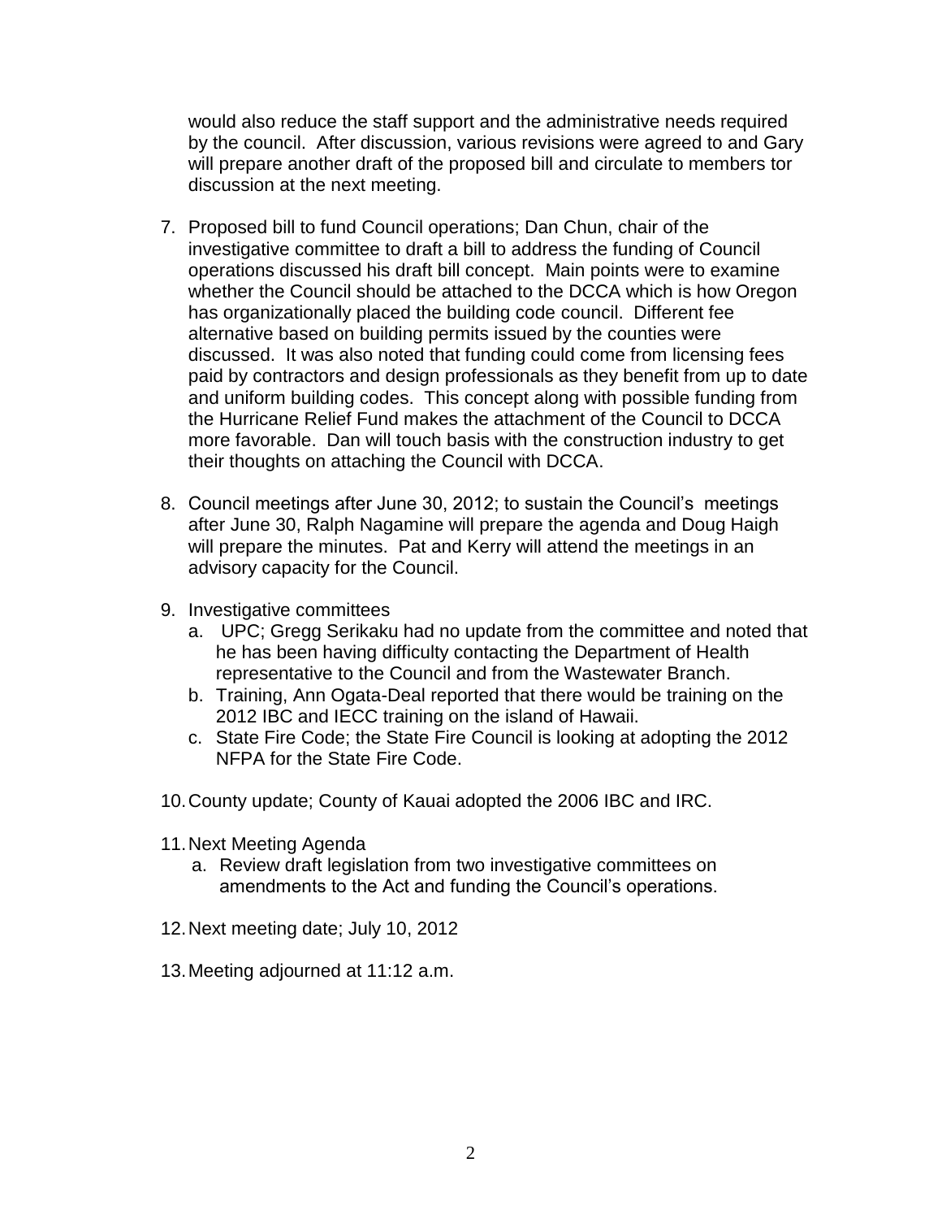would also reduce the staff support and the administrative needs required by the council. After discussion, various revisions were agreed to and Gary will prepare another draft of the proposed bill and circulate to members tor discussion at the next meeting.

7. Proposed bill to fund Council operations; Dan Chun, chair of the investigative committee to draft a bill to address the funding of Council operations discussed his draft bill concept. Main points were to examine whether the Council should be attached to the DCCA which is how Oregon has organizationally placed the building code council. Different fee alternative based on building permits issued by the counties were discussed. It was also noted that funding could come from licensing fees paid by contractors and design professionals as they benefit from up to date and uniform building codes. This concept along with possible funding from the Hurricane Relief Fund makes the attachment of the Council to DCCA more favorable. Dan will touch basis with the construction industry to get their thoughts on attaching the Council with DCCA.

8. Council meetings after June 30, 2012; to sustain the Council's meetings after June 30, Ralph Nagamine will prepare the agenda and Doug Haigh will prepare the minutes. Pat and Kerry will attend the meetings in an advisory capacity for the Council.

9. Investigative committees
   a. UPC; Gregg Serikaku had no update from the committee and noted that he has been having difficulty contacting the Department of Health representative to the Council and from the Wastewater Branch.
   b. Training, Ann Ogata-Deal reported that there would be training on the 2012 IBC and IECC training on the island of Hawaii.
   c. State Fire Code; the State Fire Council is looking at adopting the 2012 NFPA for the State Fire Code.

10. County update; County of Kauai adopted the 2006 IBC and IRC.

11. Next Meeting Agenda
    a. Review draft legislation from two investigative committees on amendments to the Act and funding the Council's operations.

12. Next meeting date; July 10, 2012

13. Meeting adjourned at 11:12 a.m.